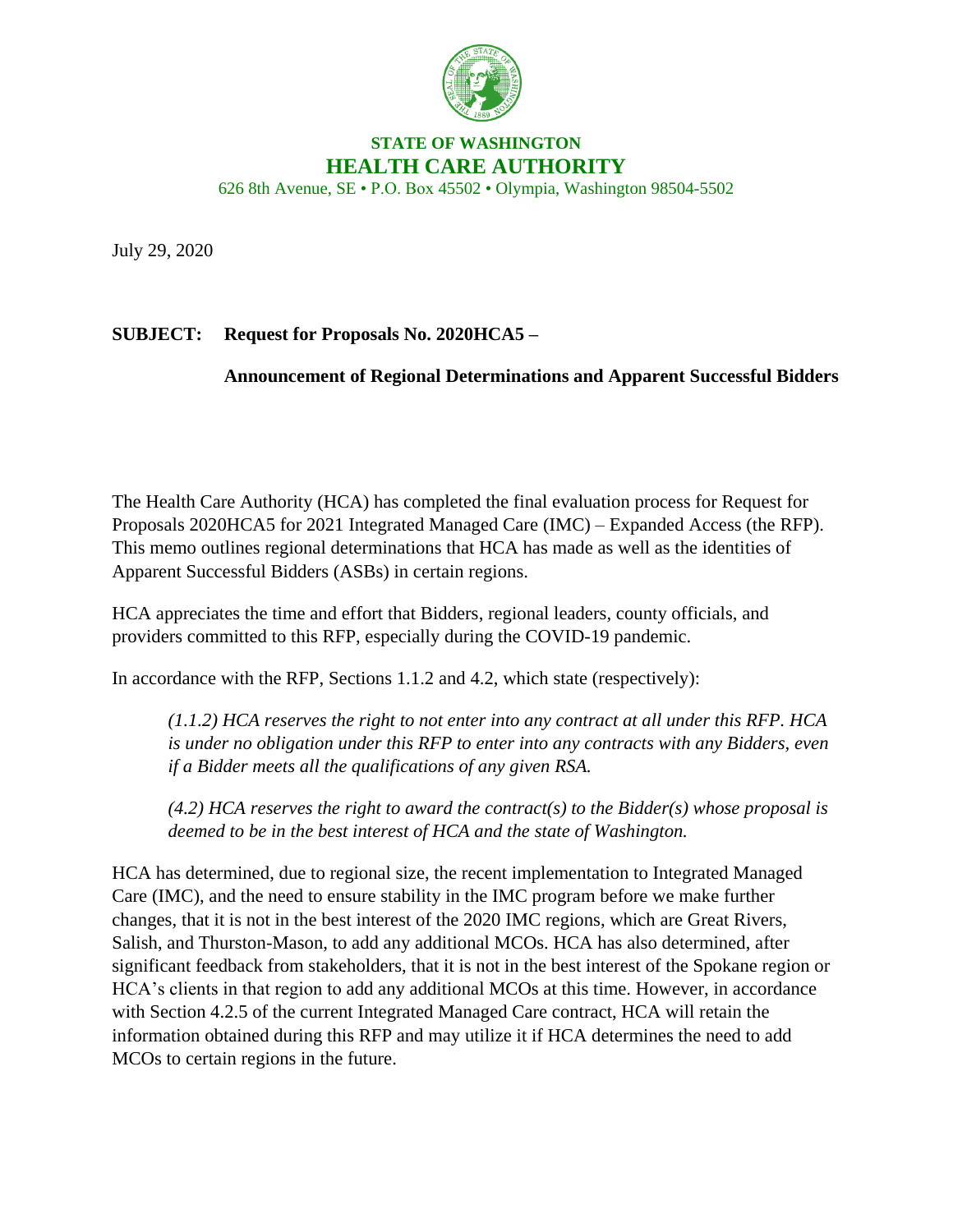**STATE OF WASHINGTON**

**HEALTH CARE AUTHORITY**

626 8th Avenue, SE • P.O. Box 45502 • Olympia, Washington 98504-5502

July 29, 2020

**SUBJECT: Request for Proposals No. 2020HCA5 –**

**Announcement of Regional Determinations and Apparent Successful Bidders**

The Health Care Authority (HCA) has completed the final evaluation process for Request for Proposals 2020HCA5 for 2021 Integrated Managed Care (IMC) – Expanded Access (the RFP). This memo outlines regional determinations that HCA has made as well as the identities of Apparent Successful Bidders (ASBs) in certain regions.

HCA appreciates the time and effort that Bidders, regional leaders, county officials, and providers committed to this RFP, especially during the COVID-19 pandemic.

In accordance with the RFP, Sections 1.1.2 and 4.2, which state (respectively):

> *(1.1.2) HCA reserves the right to not enter into any contract at all under this RFP. HCA is under no obligation under this RFP to enter into any contracts with any Bidders, even if a Bidder meets all the qualifications of any given RSA.*
>
> *(4.2) HCA reserves the right to award the contract(s) to the Bidder(s) whose proposal is deemed to be in the best interest of HCA and the state of Washington.*

HCA has determined, due to regional size, the recent implementation to Integrated Managed Care (IMC), and the need to ensure stability in the IMC program before we make further changes, that it is not in the best interest of the 2020 IMC regions, which are Great Rivers, Salish, and Thurston-Mason, to add any additional MCOs. HCA has also determined, after significant feedback from stakeholders, that it is not in the best interest of the Spokane region or HCA's clients in that region to add any additional MCOs at this time. However, in accordance with Section 4.2.5 of the current Integrated Managed Care contract, HCA will retain the information obtained during this RFP and may utilize it if HCA determines the need to add MCOs to certain regions in the future.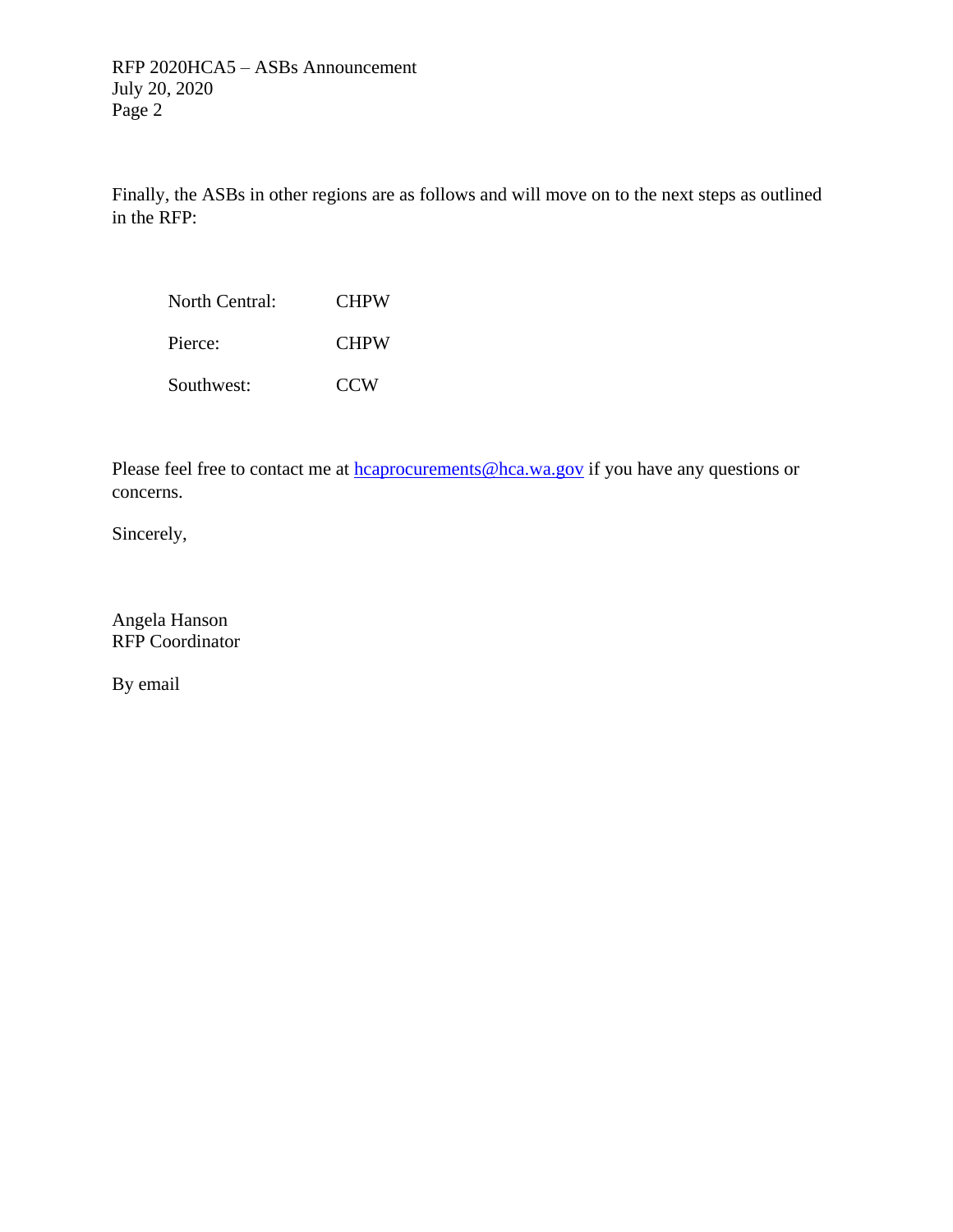Finally, the ASBs in other regions are as follows and will move on to the next steps as outlined in the RFP:

| | |
|---|---|
| North Central: | CHPW |
| Pierce: | CHPW |
| Southwest: | CCW |

Please feel free to contact me at hcaprocurements@hca.wa.gov if you have any questions or concerns.

Sincerely,

Angela Hanson
RFP Coordinator

By email